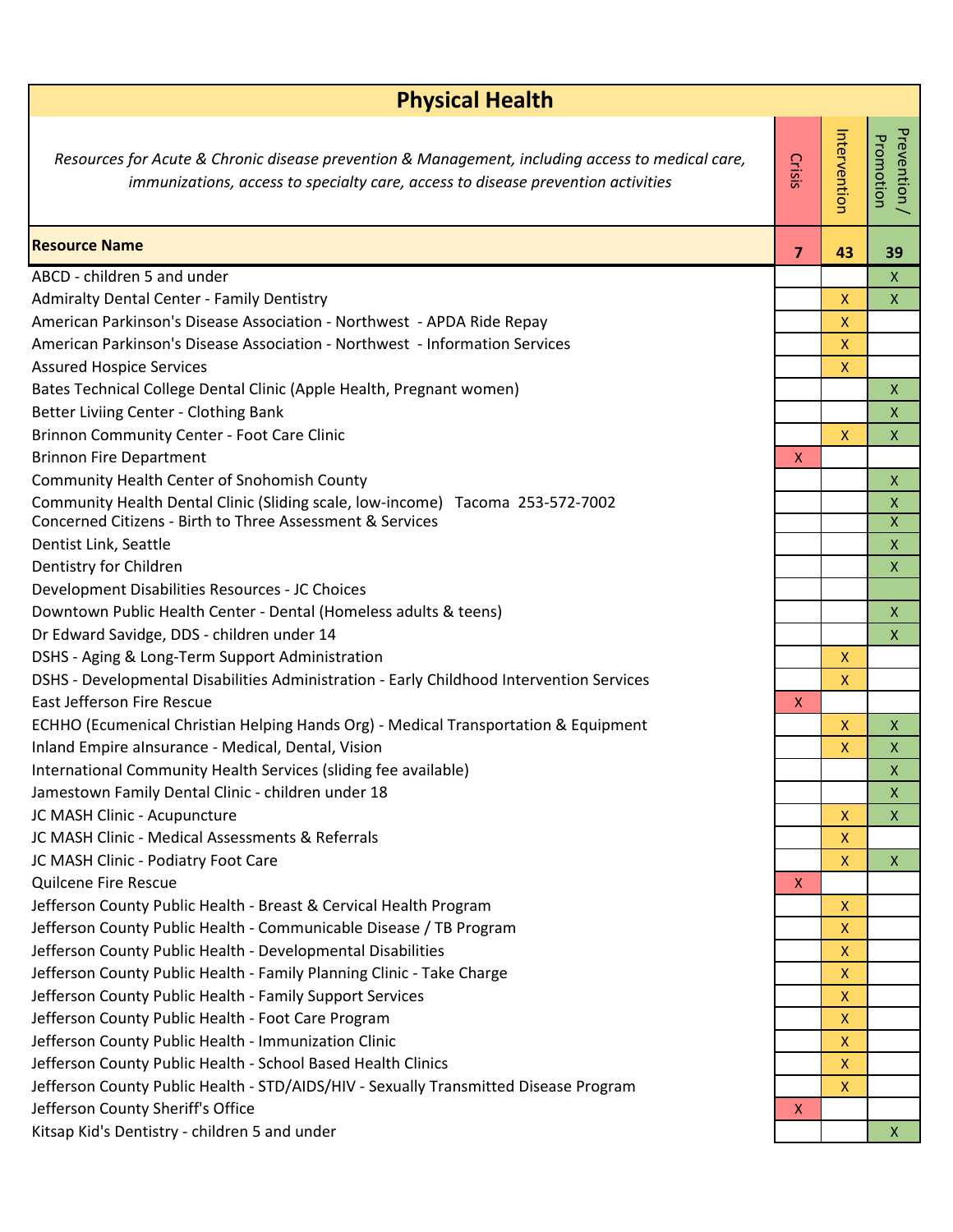# Physical Health

*Resources for Acute & Chronic disease prevention & Management, including access to medical care, immunizations, access to specialty care, access to disease prevention activities*

| Resource Name | Crisis | Intervention | Prevention / Promotion |
|---|---|---|---|
| | 7 | 43 | 39 |
| ABCD - children 5 and under | | | X |
| Admiralty Dental Center - Family Dentistry | | X | X |
| American Parkinson's Disease Association - Northwest - APDA Ride Repay | | X | |
| American Parkinson's Disease Association - Northwest - Information Services | | X | |
| Assured Hospice Services | | X | |
| Bates Technical College Dental Clinic (Apple Health, Pregnant women) | | | X |
| Better Liviing Center - Clothing Bank | | | X |
| Brinnon Community Center - Foot Care Clinic | | X | X |
| Brinnon Fire Department | X | | |
| Community Health Center of Snohomish County | | | X |
| Community Health Dental Clinic (Sliding scale, low-income) Tacoma 253-572-7002 | | | X |
| Concerned Citizens - Birth to Three Assessment & Services | | | X |
| Dentist Link, Seattle | | | X |
| Dentistry for Children | | | X |
| Development Disabilities Resources - JC Choices | | | |
| Downtown Public Health Center - Dental (Homeless adults & teens) | | | X |
| Dr Edward Savidge, DDS - children under 14 | | | X |
| DSHS - Aging & Long-Term Support Administration | | X | |
| DSHS - Developmental Disabilities Administration - Early Childhood Intervention Services | | X | |
| East Jefferson Fire Rescue | X | | |
| ECHHO (Ecumenical Christian Helping Hands Org) - Medical Transportation & Equipment | | X | X |
| Inland Empire aInsurance - Medical, Dental, Vision | | X | X |
| International Community Health Services (sliding fee available) | | | X |
| Jamestown Family Dental Clinic - children under 18 | | | X |
| JC MASH Clinic - Acupuncture | | X | X |
| JC MASH Clinic - Medical Assessments & Referrals | | X | |
| JC MASH Clinic - Podiatry Foot Care | | X | X |
| Quilcene Fire Rescue | X | | |
| Jefferson County Public Health - Breast & Cervical Health Program | | X | |
| Jefferson County Public Health - Communicable Disease / TB Program | | X | |
| Jefferson County Public Health - Developmental Disabilities | | X | |
| Jefferson County Public Health - Family Planning Clinic - Take Charge | | X | |
| Jefferson County Public Health - Family Support Services | | X | |
| Jefferson County Public Health - Foot Care Program | | X | |
| Jefferson County Public Health - Immunization Clinic | | X | |
| Jefferson County Public Health - School Based Health Clinics | | X | |
| Jefferson County Public Health - STD/AIDS/HIV - Sexually Transmitted Disease Program | | X | |
| Jefferson County Sheriff's Office | X | | |
| Kitsap Kid's Dentistry - children 5 and under | | | X |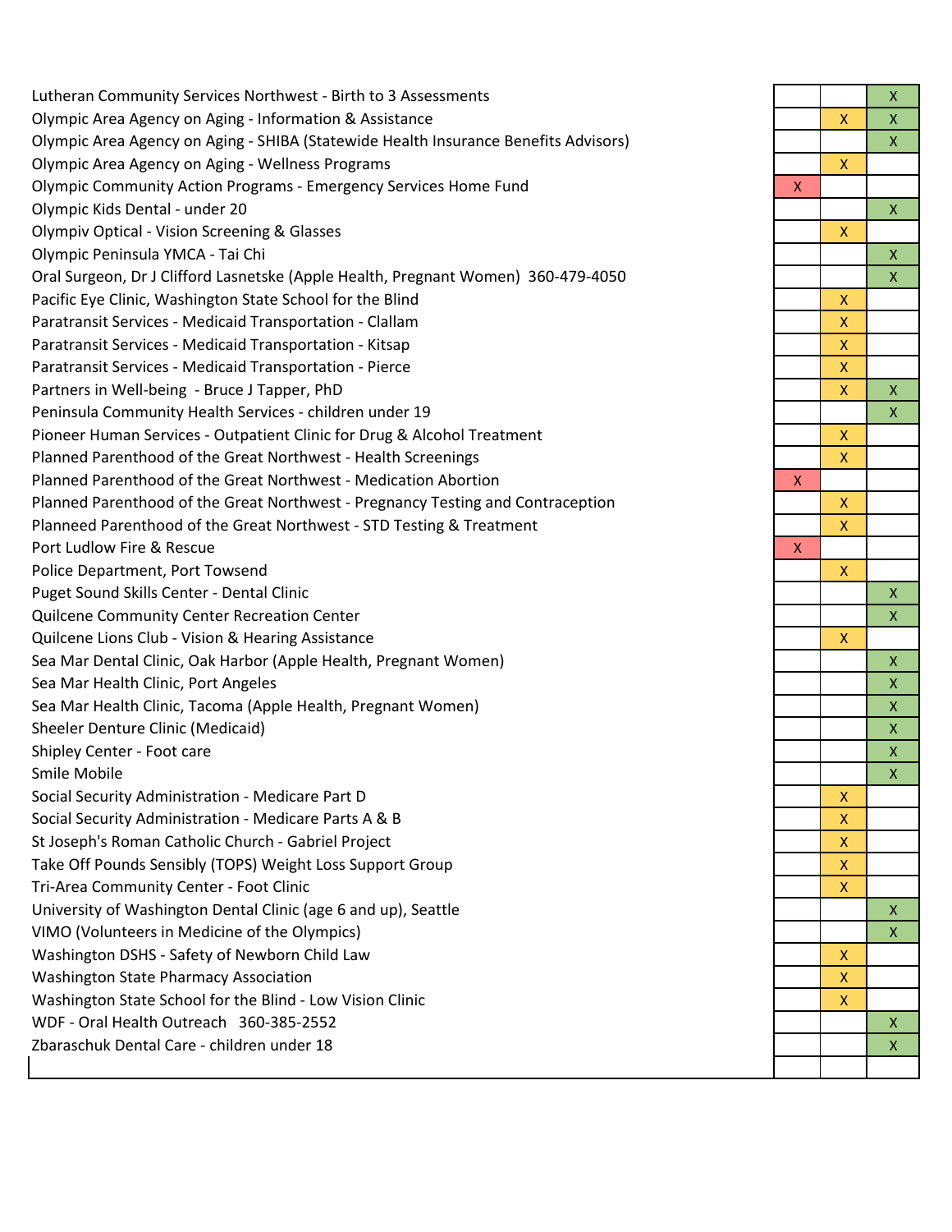| | | | |
|---|---|---|---|
| Lutheran Community Services Northwest - Birth to 3 Assessments | | | X |
| Olympic Area Agency on Aging - Information & Assistance | | X | X |
| Olympic Area Agency on Aging - SHIBA (Statewide Health Insurance Benefits Advisors) | | | X |
| Olympic Area Agency on Aging - Wellness Programs | | X | |
| Olympic Community Action Programs - Emergency Services Home Fund | X | | |
| Olympic Kids Dental - under 20 | | | X |
| Olympiv Optical - Vision Screening & Glasses | | X | |
| Olympic Peninsula YMCA - Tai Chi | | | X |
| Oral Surgeon, Dr J Clifford Lasnetske (Apple Health, Pregnant Women) 360-479-4050 | | | X |
| Pacific Eye Clinic, Washington State School for the Blind | | X | |
| Paratransit Services - Medicaid Transportation - Clallam | | X | |
| Paratransit Services - Medicaid Transportation - Kitsap | | X | |
| Paratransit Services - Medicaid Transportation - Pierce | | X | |
| Partners in Well-being - Bruce J Tapper, PhD | | X | X |
| Peninsula Community Health Services - children under 19 | | | X |
| Pioneer Human Services - Outpatient Clinic for Drug & Alcohol Treatment | | X | |
| Planned Parenthood of the Great Northwest - Health Screenings | | X | |
| Planned Parenthood of the Great Northwest - Medication Abortion | X | | |
| Planned Parenthood of the Great Northwest - Pregnancy Testing and Contraception | | X | |
| Planneed Parenthood of the Great Northwest - STD Testing & Treatment | | X | |
| Port Ludlow Fire & Rescue | X | | |
| Police Department, Port Towsend | | X | |
| Puget Sound Skills Center - Dental Clinic | | | X |
| Quilcene Community Center Recreation Center | | | X |
| Quilcene Lions Club - Vision & Hearing Assistance | | X | |
| Sea Mar Dental Clinic, Oak Harbor (Apple Health, Pregnant Women) | | | X |
| Sea Mar Health Clinic, Port Angeles | | | X |
| Sea Mar Health Clinic, Tacoma (Apple Health, Pregnant Women) | | | X |
| Sheeler Denture Clinic (Medicaid) | | | X |
| Shipley Center - Foot care | | | X |
| Smile Mobile | | | X |
| Social Security Administration - Medicare Part D | | X | |
| Social Security Administration - Medicare Parts A & B | | X | |
| St Joseph's Roman Catholic Church - Gabriel Project | | X | |
| Take Off Pounds Sensibly (TOPS) Weight Loss Support Group | | X | |
| Tri-Area Community Center - Foot Clinic | | X | |
| University of Washington Dental Clinic (age 6 and up), Seattle | | | X |
| VIMO (Volunteers in Medicine of the Olympics) | | | X |
| Washington DSHS - Safety of Newborn Child Law | | X | |
| Washington State Pharmacy Association | | X | |
| Washington State School for the Blind - Low Vision Clinic | | X | |
| WDF - Oral Health Outreach 360-385-2552 | | | X |
| Zbaraschuk Dental Care - children under 18 | | | X |
| | | | |